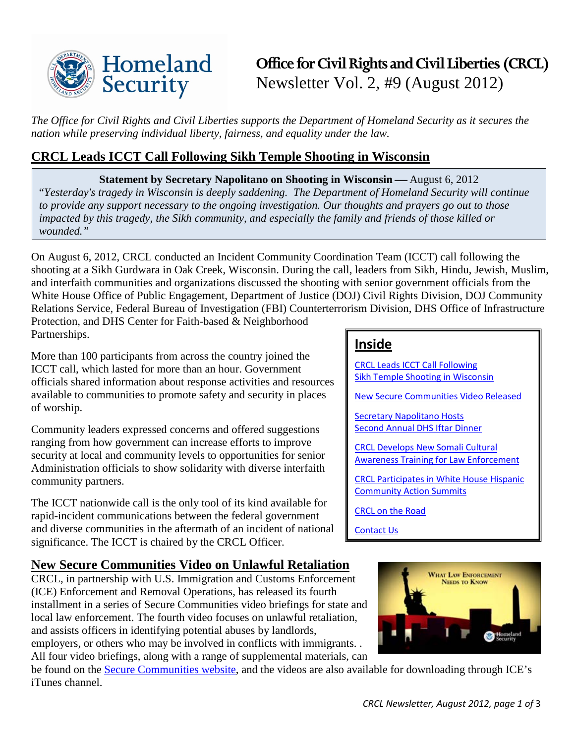# Office for Civil Rights and Civil Liberties (CRCL)

Newsletter Vol. 2, #9 (August 2012)

*The Office for Civil Rights and Civil Liberties supports the Department of Homeland Security as it secures the nation while preserving individual liberty, fairness, and equality under the law.*

## CRCL Leads ICCT Call Following Sikh Temple Shooting in Wisconsin

> **Statement by Secretary Napolitano on Shooting in Wisconsin —** August 6, 2012
>
> "*Yesterday's tragedy in Wisconsin is deeply saddening. The Department of Homeland Security will continue to provide any support necessary to the ongoing investigation. Our thoughts and prayers go out to those impacted by this tragedy, the Sikh community, and especially the family and friends of those killed or wounded.*"

On August 6, 2012, CRCL conducted an Incident Community Coordination Team (ICCT) call following the shooting at a Sikh Gurdwara in Oak Creek, Wisconsin. During the call, leaders from Sikh, Hindu, Jewish, Muslim, and interfaith communities and organizations discussed the shooting with senior government officials from the White House Office of Public Engagement, Department of Justice (DOJ) Civil Rights Division, DOJ Community Relations Service, Federal Bureau of Investigation (FBI) Counterterrorism Division, DHS Office of Infrastructure Protection, and DHS Center for Faith-based & Neighborhood Partnerships.

More than 100 participants from across the country joined the ICCT call, which lasted for more than an hour. Government officials shared information about response activities and resources available to communities to promote safety and security in places of worship.

Community leaders expressed concerns and offered suggestions ranging from how government can increase efforts to improve security at local and community levels to opportunities for senior Administration officials to show solidarity with diverse interfaith community partners.

The ICCT nationwide call is the only tool of its kind available for rapid-incident communications between the federal government and diverse communities in the aftermath of an incident of national significance. The ICCT is chaired by the CRCL Officer.

### Inside

- CRCL Leads ICCT Call Following Sikh Temple Shooting in Wisconsin
- New Secure Communities Video Released
- Secretary Napolitano Hosts Second Annual DHS Iftar Dinner
- CRCL Develops New Somali Cultural Awareness Training for Law Enforcement
- CRCL Participates in White House Hispanic Community Action Summits
- CRCL on the Road
- Contact Us

## New Secure Communities Video on Unlawful Retaliation

CRCL, in partnership with U.S. Immigration and Customs Enforcement (ICE) Enforcement and Removal Operations, has released its fourth installment in a series of Secure Communities video briefings for state and local law enforcement. The fourth video focuses on unlawful retaliation, and assists officers in identifying potential abuses by landlords, employers, or others who may be involved in conflicts with immigrants. . All four video briefings, along with a range of supplemental materials, can be found on the Secure Communities website, and the videos are also available for downloading through ICE's iTunes channel.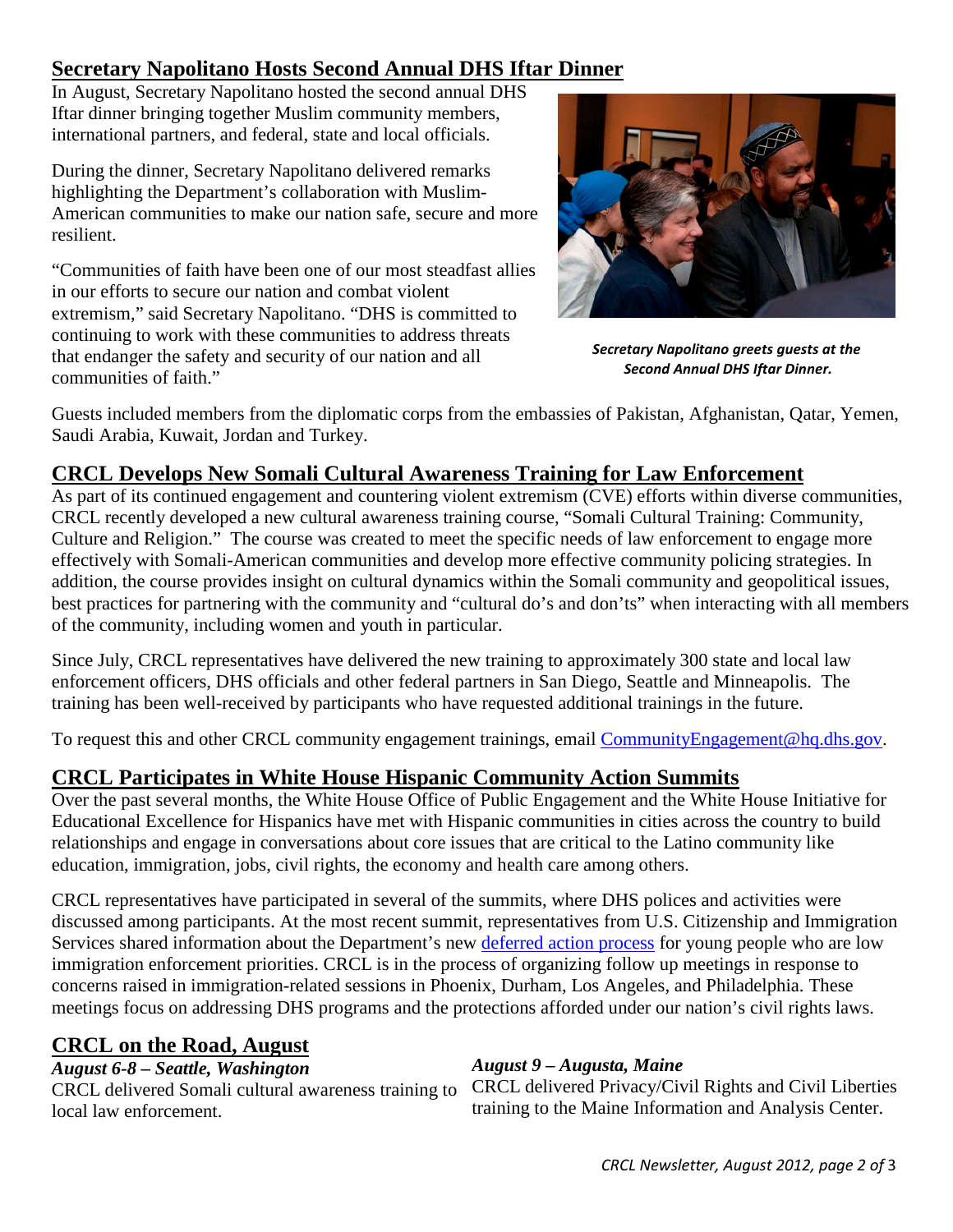## Secretary Napolitano Hosts Second Annual DHS Iftar Dinner

In August, Secretary Napolitano hosted the second annual DHS Iftar dinner bringing together Muslim community members, international partners, and federal, state and local officials.

During the dinner, Secretary Napolitano delivered remarks highlighting the Department's collaboration with Muslim-American communities to make our nation safe, secure and more resilient.

"Communities of faith have been one of our most steadfast allies in our efforts to secure our nation and combat violent extremism," said Secretary Napolitano. "DHS is committed to continuing to work with these communities to address threats that endanger the safety and security of our nation and all communities of faith."

*Secretary Napolitano greets guests at the Second Annual DHS Iftar Dinner.*

Guests included members from the diplomatic corps from the embassies of Pakistan, Afghanistan, Qatar, Yemen, Saudi Arabia, Kuwait, Jordan and Turkey.

## CRCL Develops New Somali Cultural Awareness Training for Law Enforcement

As part of its continued engagement and countering violent extremism (CVE) efforts within diverse communities, CRCL recently developed a new cultural awareness training course, "Somali Cultural Training: Community, Culture and Religion." The course was created to meet the specific needs of law enforcement to engage more effectively with Somali-American communities and develop more effective community policing strategies. In addition, the course provides insight on cultural dynamics within the Somali community and geopolitical issues, best practices for partnering with the community and "cultural do's and don'ts" when interacting with all members of the community, including women and youth in particular.

Since July, CRCL representatives have delivered the new training to approximately 300 state and local law enforcement officers, DHS officials and other federal partners in San Diego, Seattle and Minneapolis. The training has been well-received by participants who have requested additional trainings in the future.

To request this and other CRCL community engagement trainings, email CommunityEngagement@hq.dhs.gov.

## CRCL Participates in White House Hispanic Community Action Summits

Over the past several months, the White House Office of Public Engagement and the White House Initiative for Educational Excellence for Hispanics have met with Hispanic communities in cities across the country to build relationships and engage in conversations about core issues that are critical to the Latino community like education, immigration, jobs, civil rights, the economy and health care among others.

CRCL representatives have participated in several of the summits, where DHS polices and activities were discussed among participants. At the most recent summit, representatives from U.S. Citizenship and Immigration Services shared information about the Department's new deferred action process for young people who are low immigration enforcement priorities. CRCL is in the process of organizing follow up meetings in response to concerns raised in immigration-related sessions in Phoenix, Durham, Los Angeles, and Philadelphia. These meetings focus on addressing DHS programs and the protections afforded under our nation's civil rights laws.

## CRCL on the Road, August

***August 6-8 – Seattle, Washington***

CRCL delivered Somali cultural awareness training to local law enforcement.

***August 9 – Augusta, Maine***

CRCL delivered Privacy/Civil Rights and Civil Liberties training to the Maine Information and Analysis Center.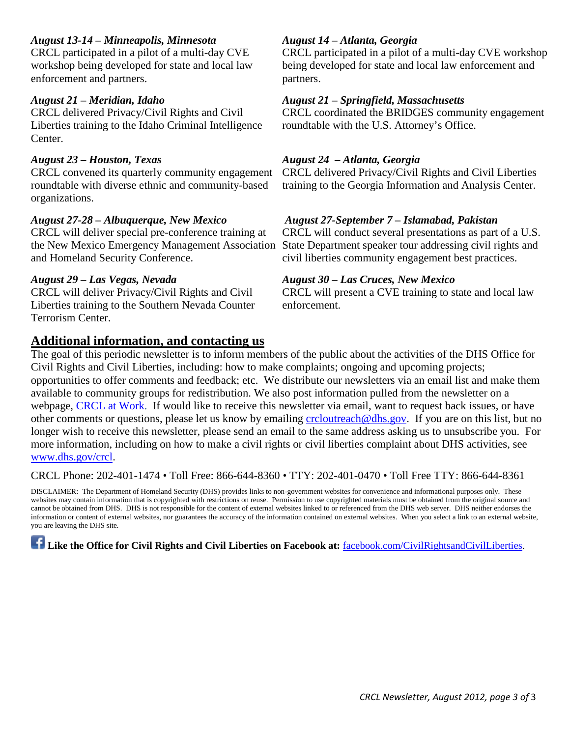*August 13-14 – Minneapolis, Minnesota*
CRCL participated in a pilot of a multi-day CVE workshop being developed for state and local law enforcement and partners.

*August 14 – Atlanta, Georgia*
CRCL participated in a pilot of a multi-day CVE workshop being developed for state and local law enforcement and partners.

*August 21 – Meridian, Idaho*
CRCL delivered Privacy/Civil Rights and Civil Liberties training to the Idaho Criminal Intelligence Center.

*August 21 – Springfield, Massachusetts*
CRCL coordinated the BRIDGES community engagement roundtable with the U.S. Attorney's Office.

*August 23 – Houston, Texas*
CRCL convened its quarterly community engagement roundtable with diverse ethnic and community-based organizations.

*August 24 – Atlanta, Georgia*
CRCL delivered Privacy/Civil Rights and Civil Liberties training to the Georgia Information and Analysis Center.

*August 27-28 – Albuquerque, New Mexico*
CRCL will deliver special pre-conference training at the New Mexico Emergency Management Association and Homeland Security Conference.

*August 27-September 7 – Islamabad, Pakistan*
CRCL will conduct several presentations as part of a U.S. State Department speaker tour addressing civil rights and civil liberties community engagement best practices.

*August 29 – Las Vegas, Nevada*
CRCL will deliver Privacy/Civil Rights and Civil Liberties training to the Southern Nevada Counter Terrorism Center.

*August 30 – Las Cruces, New Mexico*
CRCL will present a CVE training to state and local law enforcement.

## Additional information, and contacting us

The goal of this periodic newsletter is to inform members of the public about the activities of the DHS Office for Civil Rights and Civil Liberties, including: how to make complaints; ongoing and upcoming projects; opportunities to offer comments and feedback; etc. We distribute our newsletters via an email list and make them available to community groups for redistribution. We also post information pulled from the newsletter on a webpage, CRCL at Work. If would like to receive this newsletter via email, want to request back issues, or have other comments or questions, please let us know by emailing crcloutreach@dhs.gov. If you are on this list, but no longer wish to receive this newsletter, please send an email to the same address asking us to unsubscribe you. For more information, including on how to make a civil rights or civil liberties complaint about DHS activities, see www.dhs.gov/crcl.

CRCL Phone: 202-401-1474 • Toll Free: 866-644-8360 • TTY: 202-401-0470 • Toll Free TTY: 866-644-8361

DISCLAIMER: The Department of Homeland Security (DHS) provides links to non-government websites for convenience and informational purposes only. These websites may contain information that is copyrighted with restrictions on reuse. Permission to use copyrighted materials must be obtained from the original source and cannot be obtained from DHS. DHS is not responsible for the content of external websites linked to or referenced from the DHS web server. DHS neither endorses the information or content of external websites, nor guarantees the accuracy of the information contained on external websites. When you select a link to an external website, you are leaving the DHS site.

**Like the Office for Civil Rights and Civil Liberties on Facebook at:** facebook.com/CivilRightsandCivilLiberties.